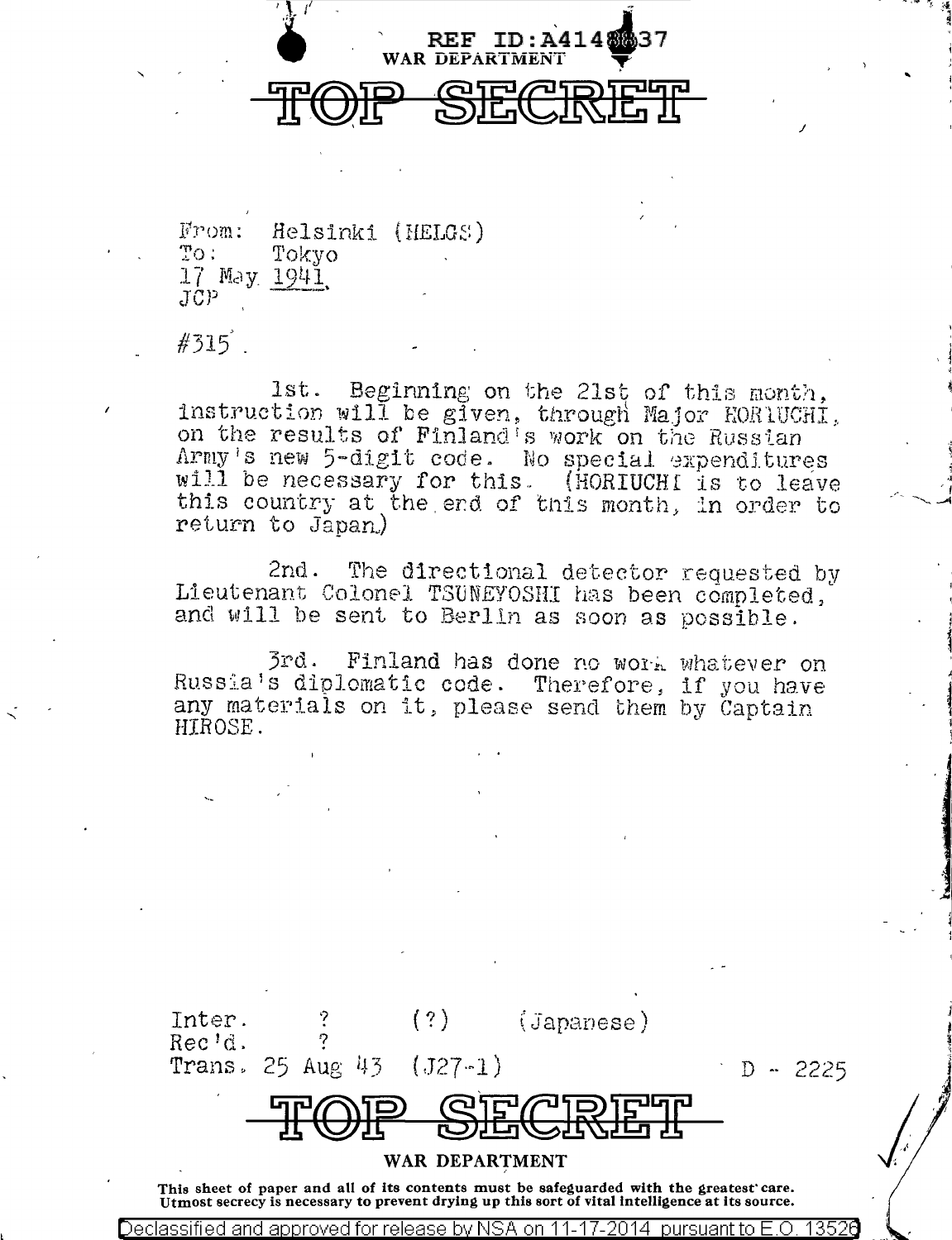REF ID:A4148837
WAR DEPARTMENT

# TOP SECRET

From: Helsinki (HELGS)
To: Tokyo
17 May 1941
JCP

#315.

1st. Beginning on the 21st of this month, instruction will be given, through Major HORIUCHI, on the results of Finland's work on the Russian Army's new 5-digit code. No special expenditures will be necessary for this. (HORIUCHI is to leave this country at the end of this month, in order to return to Japan.)

2nd. The directional detector requested by Lieutenant Colonel TSUNEYOSHI has been completed, and will be sent to Berlin as soon as possible.

3rd. Finland has done no work whatever on Russia's diplomatic code. Therefore, if you have any materials on it, please send them by Captain HIROSE.

Inter. ? (?) (Japanese)
Rec'd. ?
Trans. 25 Aug 43 (J27-1)

D - 2225

# TOP SECRET

WAR DEPARTMENT

This sheet of paper and all of its contents must be safeguarded with the greatest care. Utmost secrecy is necessary to prevent drying up this sort of vital intelligence at its source.

Declassified and approved for release by NSA on 11-17-2014 pursuant to E.O. 13526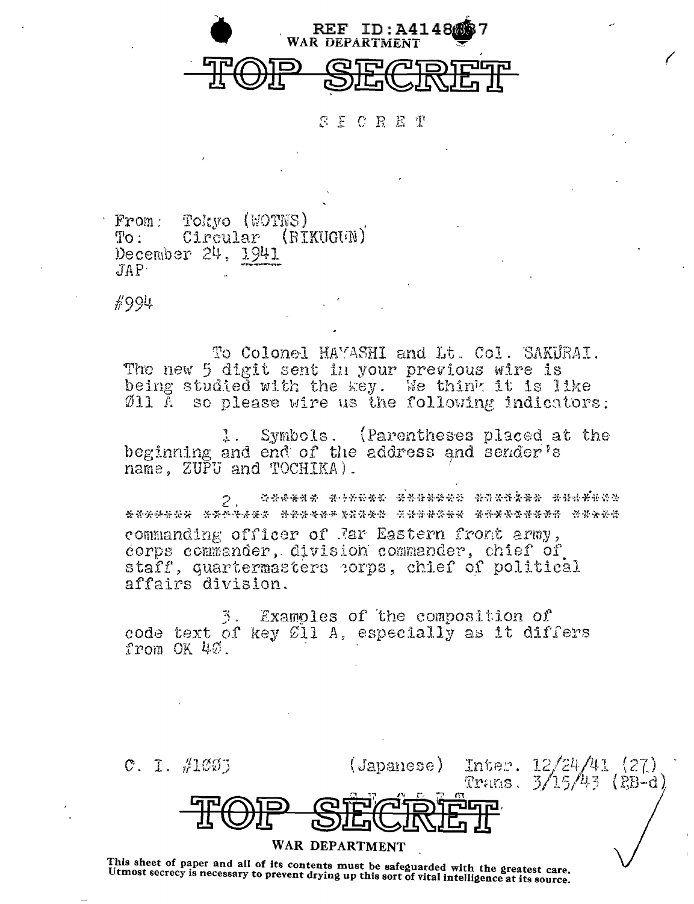REF ID:A4148887

WAR DEPARTMENT

# TOP SECRET

S E C R E T

From: Tokyo (WOTNS)
To: Circular (RIKUGUN)
December 24, 1941
JAP

#994

To Colonel HAYASHI and Lt. Col. SAKURAI. The new 5 digit sent in your previous wire is being studied with the key. We think it is like Ø11 A so please wire us the following indicators:

1. Symbols. (Parentheses placed at the beginning and end of the address and sender's name, ZUPU and TOCHIKA).

2. ****** ****** ******* ******* ******* ******* ******* ************ ******* ******** ***** commanding officer of Far Eastern front army, corps commander, division commander, chief of staff, quartermasters corps, chief of political affairs division.

3. Examples of the composition of code text of key Ø11 A, especially as it differs from OK 4Ø.

C. I. #1ØØ3 (Japanese) Inter. 12/24/41 (27)
Trans. 3/15/43 (BB-d)

S E C R E T

# TOP SECRET

WAR DEPARTMENT

This sheet of paper and all of its contents must be safeguarded with the greatest care. Utmost secrecy is necessary to prevent drying up this sort of vital intelligence at its source.